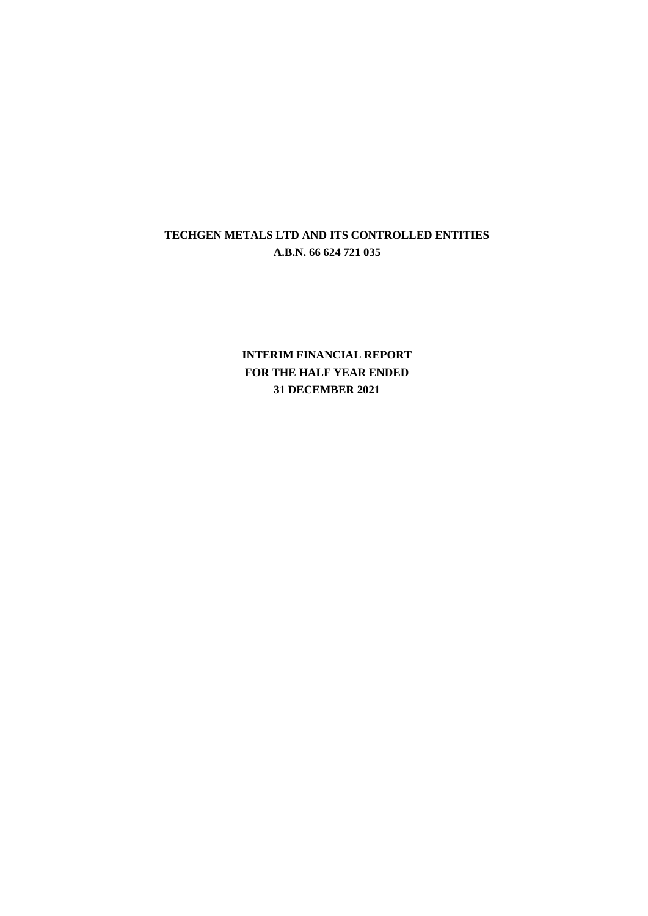**TECHGEN METALS LTD AND ITS CONTROLLED ENTITIES**
**A.B.N. 66 624 721 035**

**INTERIM FINANCIAL REPORT**
**FOR THE HALF YEAR ENDED**
**31 DECEMBER 2021**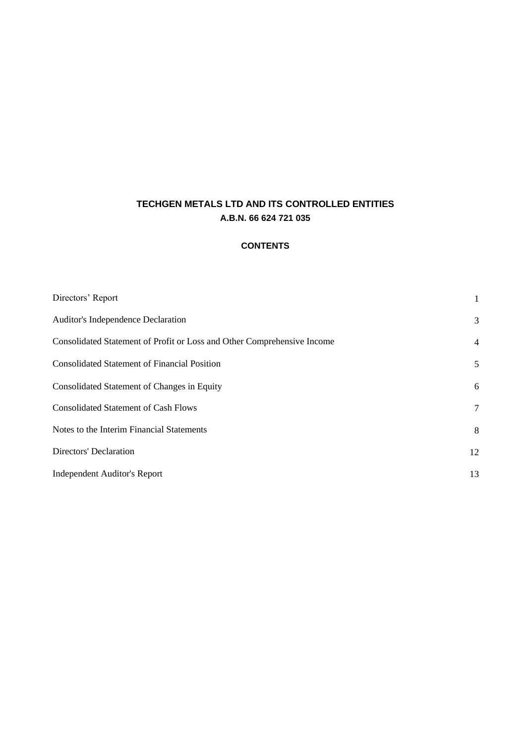# TECHGEN METALS LTD AND ITS CONTROLLED ENTITIES

**A.B.N. 66 624 721 035**

## CONTENTS

| | |
|---|---|
| Directors' Report | 1 |
| Auditor's Independence Declaration | 3 |
| Consolidated Statement of Profit or Loss and Other Comprehensive Income | 4 |
| Consolidated Statement of Financial Position | 5 |
| Consolidated Statement of Changes in Equity | 6 |
| Consolidated Statement of Cash Flows | 7 |
| Notes to the Interim Financial Statements | 8 |
| Directors' Declaration | 12 |
| Independent Auditor's Report | 13 |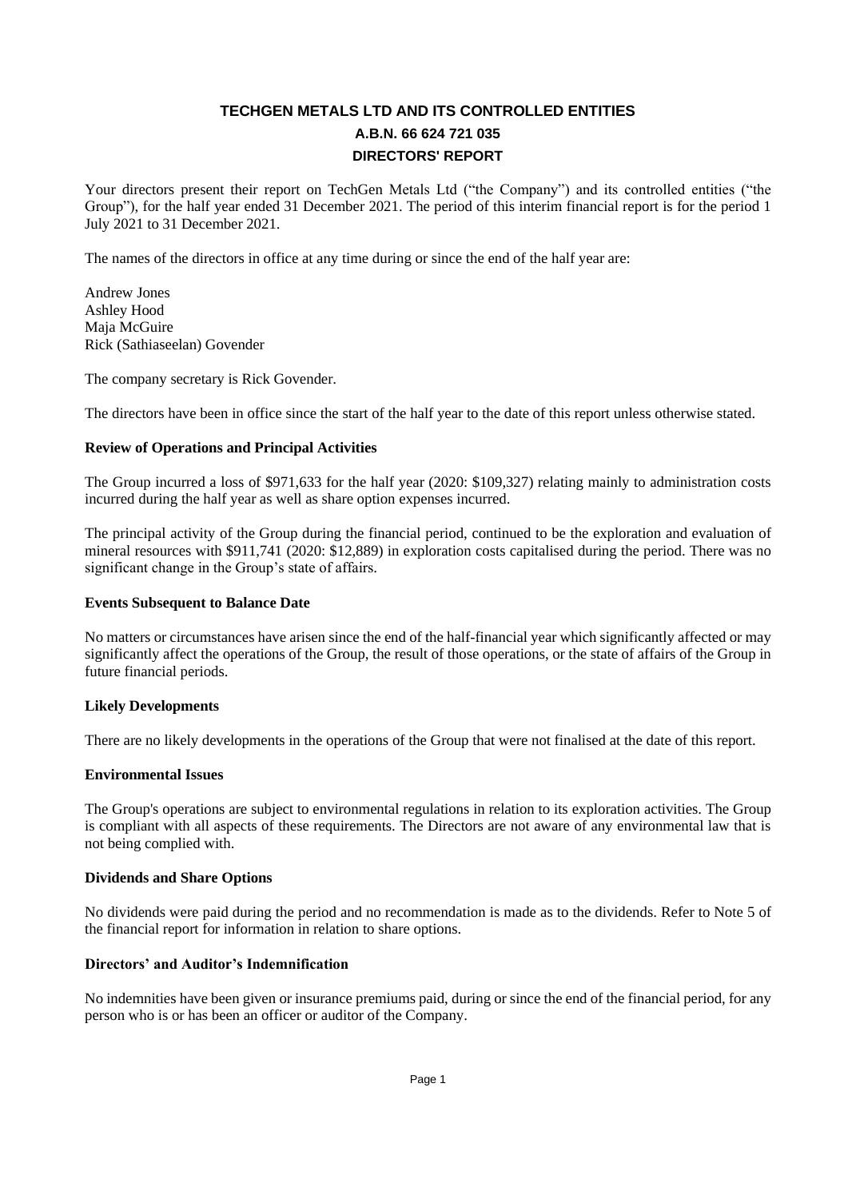# TECHGEN METALS LTD AND ITS CONTROLLED ENTITIES

## A.B.N. 66 624 721 035

## DIRECTORS' REPORT

Your directors present their report on TechGen Metals Ltd ("the Company") and its controlled entities ("the Group"), for the half year ended 31 December 2021. The period of this interim financial report is for the period 1 July 2021 to 31 December 2021.

The names of the directors in office at any time during or since the end of the half year are:

Andrew Jones
Ashley Hood
Maja McGuire
Rick (Sathiaseelan) Govender

The company secretary is Rick Govender.

The directors have been in office since the start of the half year to the date of this report unless otherwise stated.

### Review of Operations and Principal Activities

The Group incurred a loss of $971,633 for the half year (2020: $109,327) relating mainly to administration costs incurred during the half year as well as share option expenses incurred.

The principal activity of the Group during the financial period, continued to be the exploration and evaluation of mineral resources with $911,741 (2020: $12,889) in exploration costs capitalised during the period. There was no significant change in the Group's state of affairs.

### Events Subsequent to Balance Date

No matters or circumstances have arisen since the end of the half-financial year which significantly affected or may significantly affect the operations of the Group, the result of those operations, or the state of affairs of the Group in future financial periods.

### Likely Developments

There are no likely developments in the operations of the Group that were not finalised at the date of this report.

### Environmental Issues

The Group's operations are subject to environmental regulations in relation to its exploration activities. The Group is compliant with all aspects of these requirements. The Directors are not aware of any environmental law that is not being complied with.

### Dividends and Share Options

No dividends were paid during the period and no recommendation is made as to the dividends. Refer to Note 5 of the financial report for information in relation to share options.

### Directors' and Auditor's Indemnification

No indemnities have been given or insurance premiums paid, during or since the end of the financial period, for any person who is or has been an officer or auditor of the Company.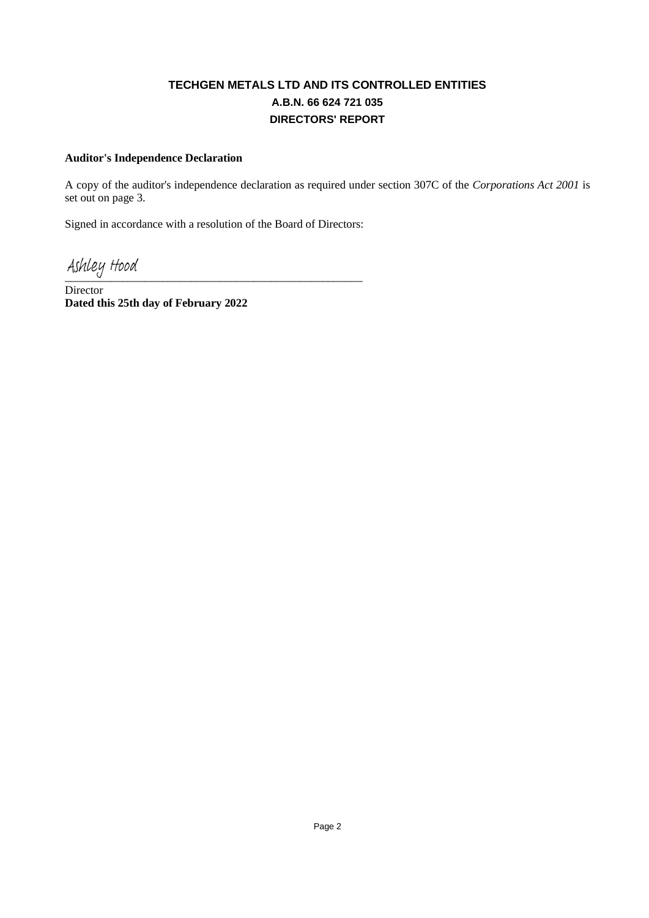# TECHGEN METALS LTD AND ITS CONTROLLED ENTITIES

## A.B.N. 66 624 721 035

## DIRECTORS' REPORT

**Auditor's Independence Declaration**

A copy of the auditor's independence declaration as required under section 307C of the *Corporations Act 2001* is set out on page 3.

Signed in accordance with a resolution of the Board of Directors:

Ashley Hood

\_\_\_\_\_\_\_\_\_\_\_\_\_\_\_\_\_\_\_\_\_\_\_\_\_\_\_\_\_\_\_\_\_\_\_\_\_\_\_\_\_\_\_\_\_\_

Director

**Dated this 25th day of February 2022**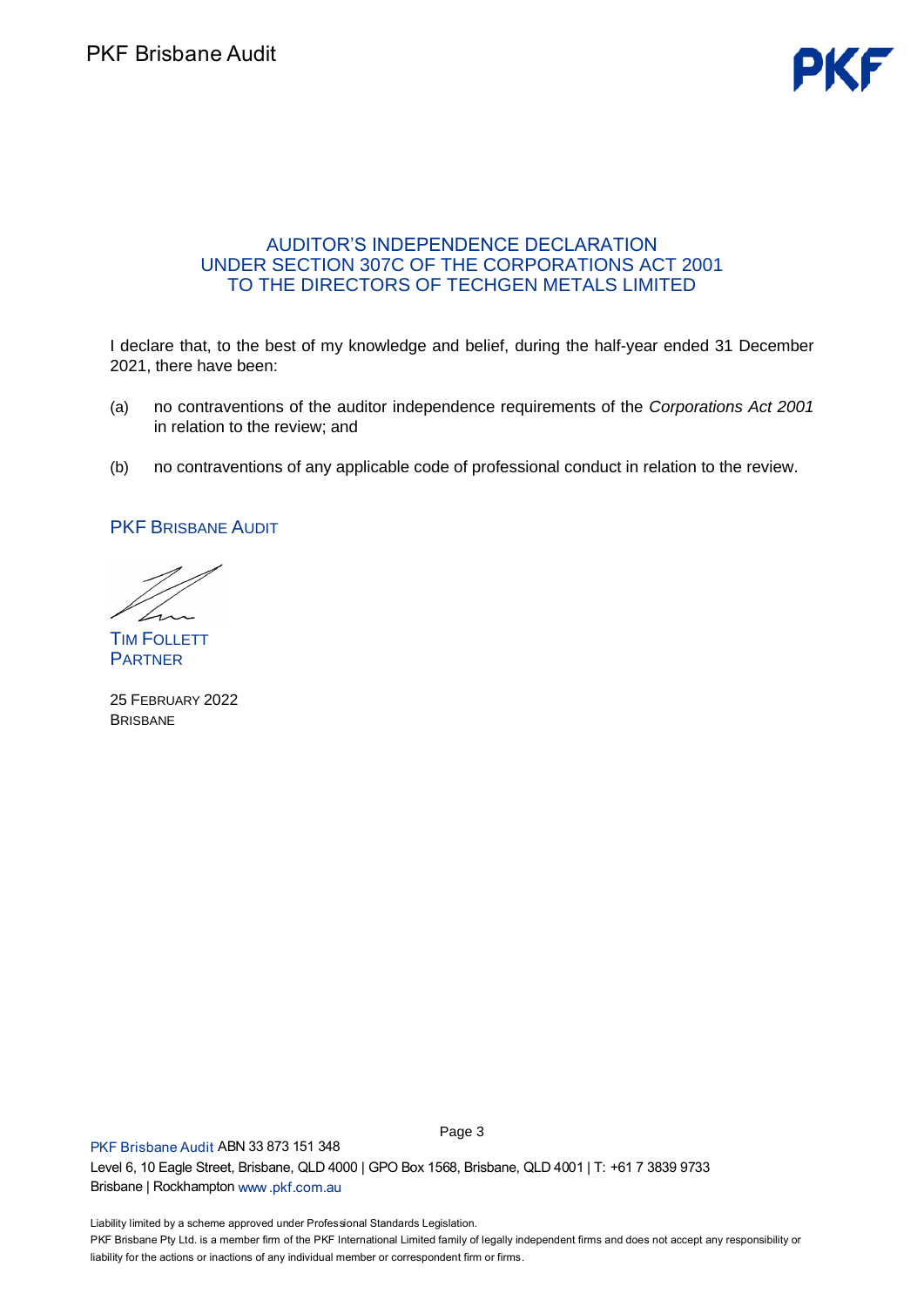# AUDITOR'S INDEPENDENCE DECLARATION UNDER SECTION 307C OF THE CORPORATIONS ACT 2001 TO THE DIRECTORS OF TECHGEN METALS LIMITED

I declare that, to the best of my knowledge and belief, during the half-year ended 31 December 2021, there have been:

(a) no contraventions of the auditor independence requirements of the *Corporations Act 2001* in relation to the review; and

(b) no contraventions of any applicable code of professional conduct in relation to the review.

PKF BRISBANE AUDIT

TIM FOLLETT
PARTNER

25 FEBRUARY 2022
BRISBANE

PKF Brisbane Audit ABN 33 873 151 348
Level 6, 10 Eagle Street, Brisbane, QLD 4000 | GPO Box 1568, Brisbane, QLD 4001 | T: +61 7 3839 9733
Brisbane | Rockhampton www.pkf.com.au

Liability limited by a scheme approved under Professional Standards Legislation.
PKF Brisbane Pty Ltd. is a member firm of the PKF International Limited family of legally independent firms and does not accept any responsibility or liability for the actions or inactions of any individual member or correspondent firm or firms.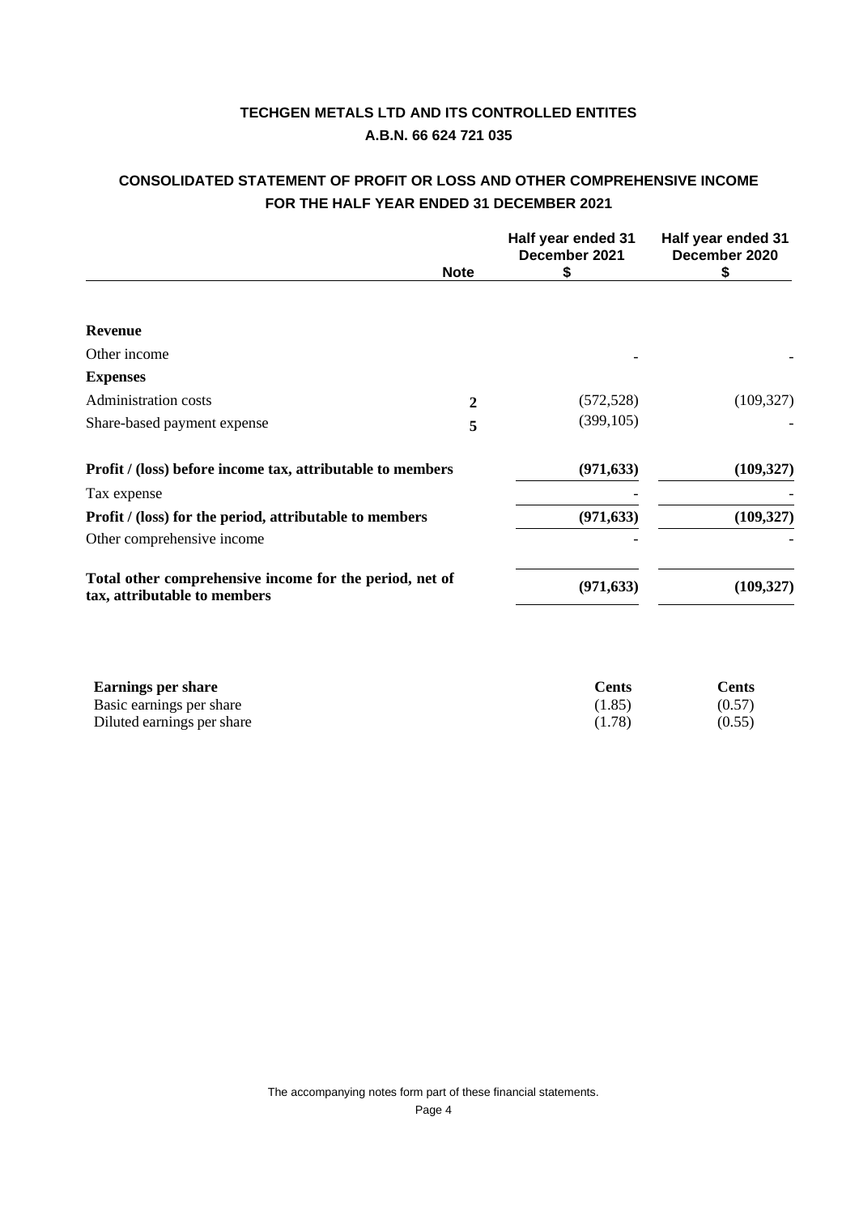**TECHGEN METALS LTD AND ITS CONTROLLED ENTITES**

**A.B.N. 66 624 721 035**

## CONSOLIDATED STATEMENT OF PROFIT OR LOSS AND OTHER COMPREHENSIVE INCOME FOR THE HALF YEAR ENDED 31 DECEMBER 2021

| | Note | Half year ended 31 December 2021 $ | Half year ended 31 December 2020 $ |
|---|---|---|---|
| **Revenue** | | | |
| Other income | | - | - |
| **Expenses** | | | |
| Administration costs | 2 | (572,528) | (109,327) |
| Share-based payment expense | 5 | (399,105) | - |
| **Profit / (loss) before income tax, attributable to members** | | **(971,633)** | **(109,327)** |
| Tax expense | | - | - |
| **Profit / (loss) for the period, attributable to members** | | **(971,633)** | **(109,327)** |
| Other comprehensive income | | - | - |
| **Total other comprehensive income for the period, net of tax, attributable to members** | | **(971,633)** | **(109,327)** |

| **Earnings per share** | **Cents** | **Cents** |
|---|---|---|
| Basic earnings per share | (1.85) | (0.57) |
| Diluted earnings per share | (1.78) | (0.55) |

The accompanying notes form part of these financial statements.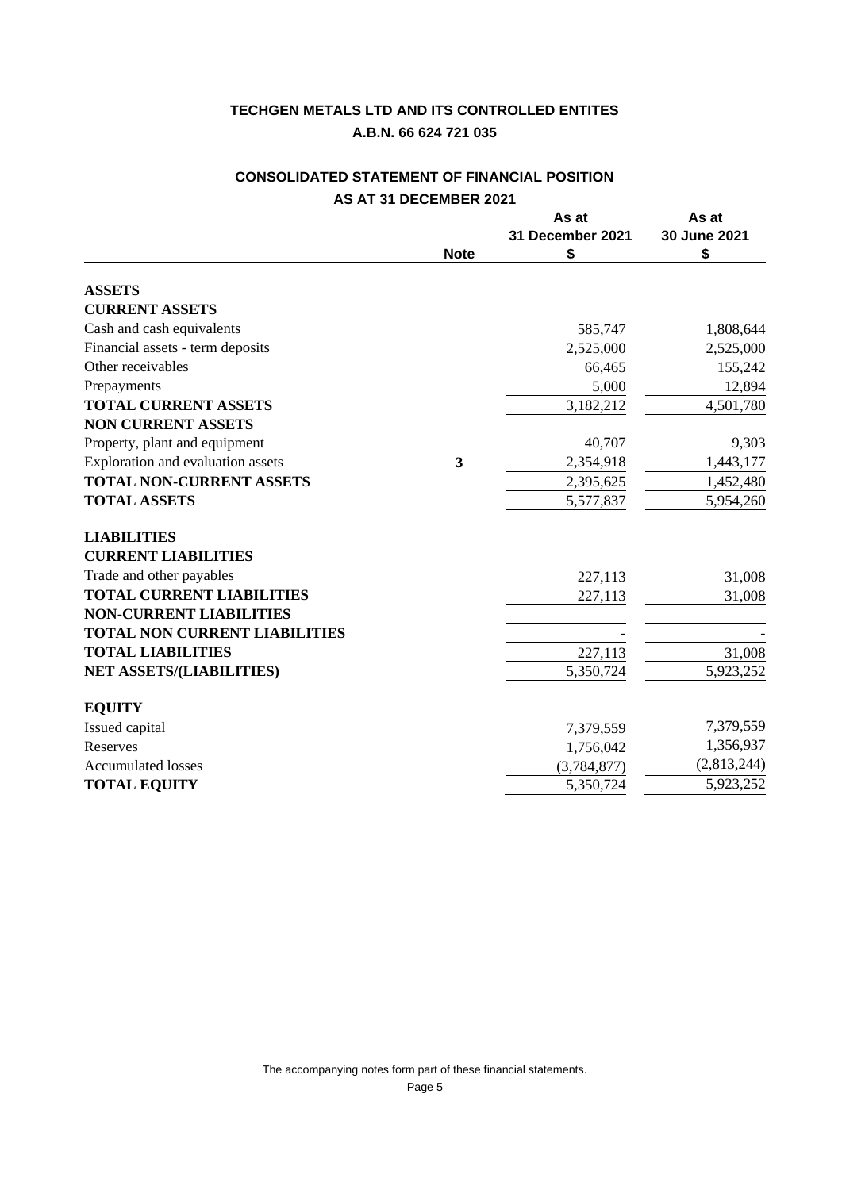# TECHGEN METALS LTD AND ITS CONTROLLED ENTITES

**A.B.N. 66 624 721 035**

## CONSOLIDATED STATEMENT OF FINANCIAL POSITION

**AS AT 31 DECEMBER 2021**

| | Note | As at 31 December 2021 $ | As at 30 June 2021 $ |
|---|---|---|---|
| **ASSETS** | | | |
| **CURRENT ASSETS** | | | |
| Cash and cash equivalents | | 585,747 | 1,808,644 |
| Financial assets - term deposits | | 2,525,000 | 2,525,000 |
| Other receivables | | 66,465 | 155,242 |
| Prepayments | | 5,000 | 12,894 |
| **TOTAL CURRENT ASSETS** | | 3,182,212 | 4,501,780 |
| **NON CURRENT ASSETS** | | | |
| Property, plant and equipment | | 40,707 | 9,303 |
| Exploration and evaluation assets | **3** | 2,354,918 | 1,443,177 |
| **TOTAL NON-CURRENT ASSETS** | | 2,395,625 | 1,452,480 |
| **TOTAL ASSETS** | | 5,577,837 | 5,954,260 |
| **LIABILITIES** | | | |
| **CURRENT LIABILITIES** | | | |
| Trade and other payables | | 227,113 | 31,008 |
| **TOTAL CURRENT LIABILITIES** | | 227,113 | 31,008 |
| **NON-CURRENT LIABILITIES** | | | |
| **TOTAL NON CURRENT LIABILITIES** | | - | - |
| **TOTAL LIABILITIES** | | 227,113 | 31,008 |
| **NET ASSETS/(LIABILITIES)** | | 5,350,724 | 5,923,252 |
| **EQUITY** | | | |
| Issued capital | | 7,379,559 | 7,379,559 |
| Reserves | | 1,756,042 | 1,356,937 |
| Accumulated losses | | (3,784,877) | (2,813,244) |
| **TOTAL EQUITY** | | 5,350,724 | 5,923,252 |

The accompanying notes form part of these financial statements.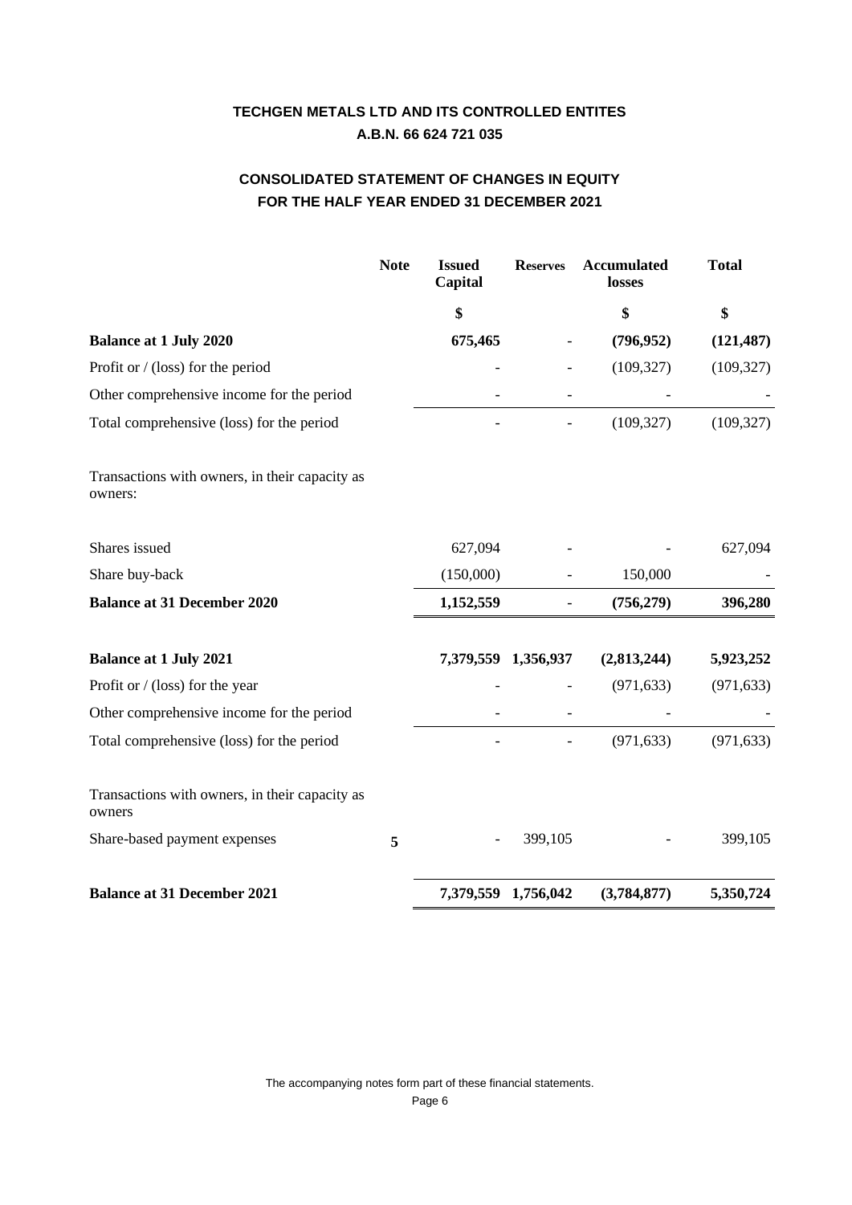# TECHGEN METALS LTD AND ITS CONTROLLED ENTITES

**A.B.N. 66 624 721 035**

## CONSOLIDATED STATEMENT OF CHANGES IN EQUITY
## FOR THE HALF YEAR ENDED 31 DECEMBER 2021

| | Note | Issued Capital | Reserves | Accumulated losses | Total |
|---|---|---|---|---|---|
| | | $ | | $ | $ |
| **Balance at 1 July 2020** | | **675,465** | - | **(796,952)** | **(121,487)** |
| Profit or / (loss) for the period | | - | - | (109,327) | (109,327) |
| Other comprehensive income for the period | | - | - | - | - |
| Total comprehensive (loss) for the period | | - | - | (109,327) | (109,327) |
| Transactions with owners, in their capacity as owners: | | | | | |
| Shares issued | | 627,094 | - | - | 627,094 |
| Share buy-back | | (150,000) | - | 150,000 | - |
| **Balance at 31 December 2020** | | **1,152,559** | - | **(756,279)** | **396,280** |
| **Balance at 1 July 2021** | | **7,379,559** | **1,356,937** | **(2,813,244)** | **5,923,252** |
| Profit or / (loss) for the year | | - | - | (971,633) | (971,633) |
| Other comprehensive income for the period | | - | - | - | - |
| Total comprehensive (loss) for the period | | - | - | (971,633) | (971,633) |
| Transactions with owners, in their capacity as owners | | | | | |
| Share-based payment expenses | 5 | - | 399,105 | - | 399,105 |
| **Balance at 31 December 2021** | | **7,379,559** | **1,756,042** | **(3,784,877)** | **5,350,724** |

The accompanying notes form part of these financial statements.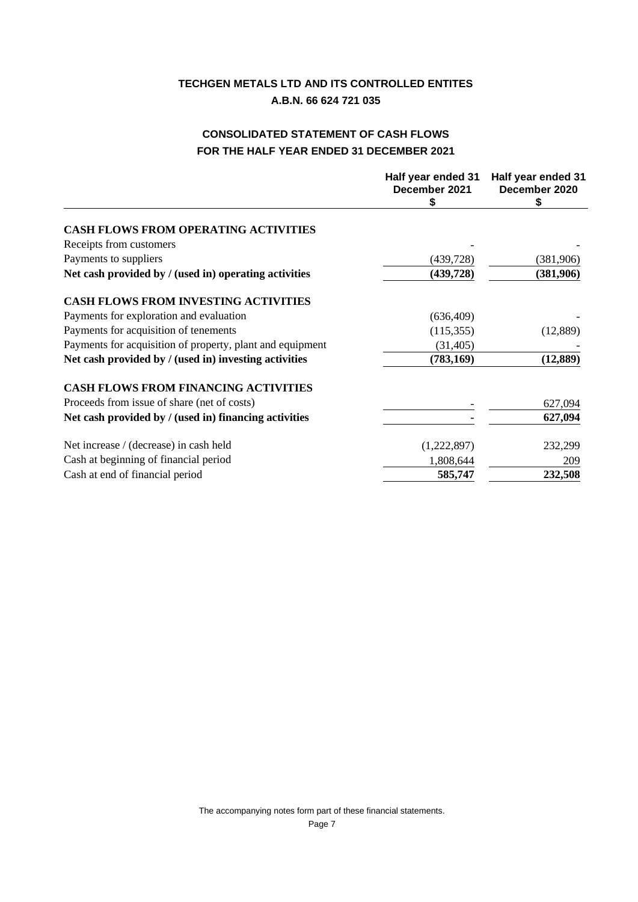# TECHGEN METALS LTD AND ITS CONTROLLED ENTITES

**A.B.N. 66 624 721 035**

## CONSOLIDATED STATEMENT OF CASH FLOWS
## FOR THE HALF YEAR ENDED 31 DECEMBER 2021

| | Half year ended 31 December 2021 $ | Half year ended 31 December 2020 $ |
|---|---|---|
| **CASH FLOWS FROM OPERATING ACTIVITIES** | | |
| Receipts from customers | - | - |
| Payments to suppliers | (439,728) | (381,906) |
| **Net cash provided by / (used in) operating activities** | **(439,728)** | **(381,906)** |
| **CASH FLOWS FROM INVESTING ACTIVITIES** | | |
| Payments for exploration and evaluation | (636,409) | - |
| Payments for acquisition of tenements | (115,355) | (12,889) |
| Payments for acquisition of property, plant and equipment | (31,405) | - |
| **Net cash provided by / (used in) investing activities** | **(783,169)** | **(12,889)** |
| **CASH FLOWS FROM FINANCING ACTIVITIES** | | |
| Proceeds from issue of share (net of costs) | - | 627,094 |
| **Net cash provided by / (used in) financing activities** | **-** | **627,094** |
| Net increase / (decrease) in cash held | (1,222,897) | 232,299 |
| Cash at beginning of financial period | 1,808,644 | 209 |
| Cash at end of financial period | **585,747** | **232,508** |

The accompanying notes form part of these financial statements.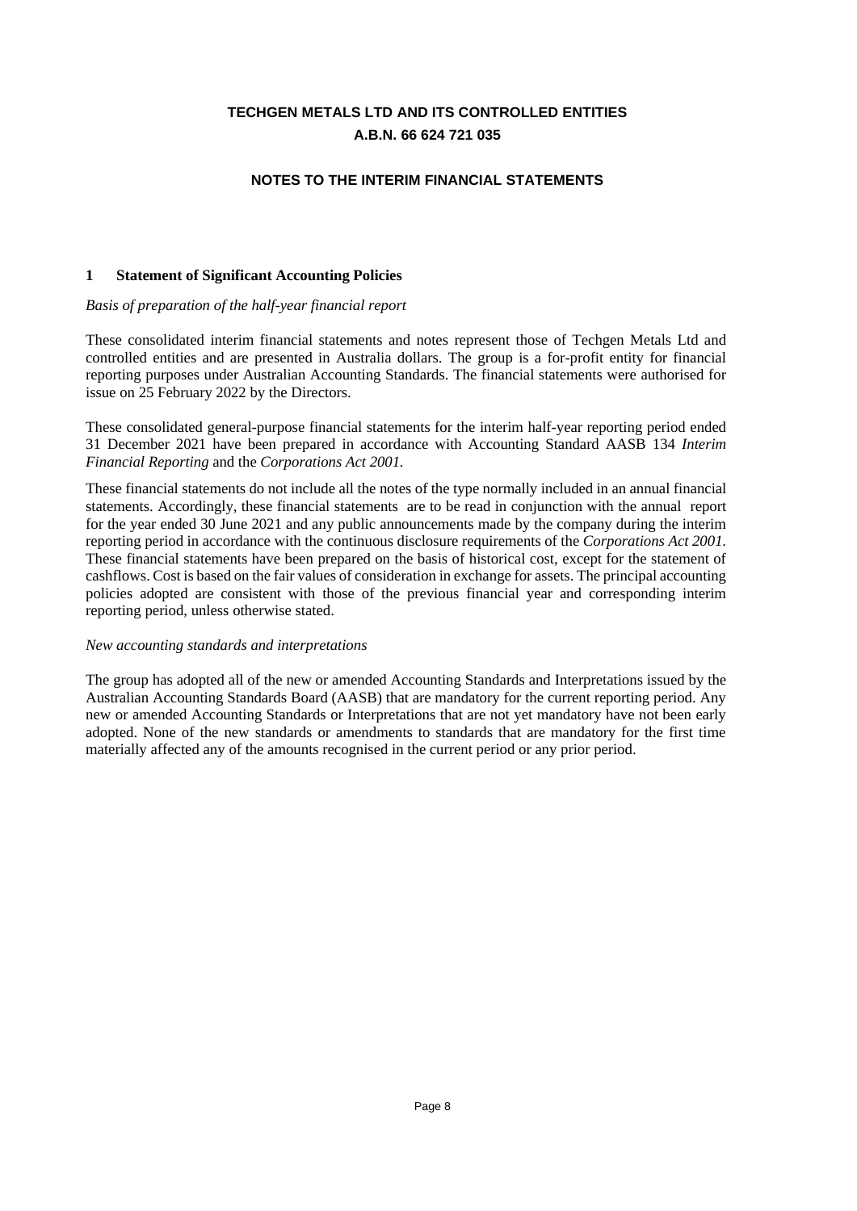# TECHGEN METALS LTD AND ITS CONTROLLED ENTITIES
**A.B.N. 66 624 721 035**

## NOTES TO THE INTERIM FINANCIAL STATEMENTS

### 1 Statement of Significant Accounting Policies

*Basis of preparation of the half-year financial report*

These consolidated interim financial statements and notes represent those of Techgen Metals Ltd and controlled entities and are presented in Australia dollars. The group is a for-profit entity for financial reporting purposes under Australian Accounting Standards. The financial statements were authorised for issue on 25 February 2022 by the Directors.

These consolidated general-purpose financial statements for the interim half-year reporting period ended 31 December 2021 have been prepared in accordance with Accounting Standard AASB 134 *Interim Financial Reporting* and the *Corporations Act 2001.*

These financial statements do not include all the notes of the type normally included in an annual financial statements. Accordingly, these financial statements are to be read in conjunction with the annual report for the year ended 30 June 2021 and any public announcements made by the company during the interim reporting period in accordance with the continuous disclosure requirements of the *Corporations Act 2001*. These financial statements have been prepared on the basis of historical cost, except for the statement of cashflows. Cost is based on the fair values of consideration in exchange for assets. The principal accounting policies adopted are consistent with those of the previous financial year and corresponding interim reporting period, unless otherwise stated.

*New accounting standards and interpretations*

The group has adopted all of the new or amended Accounting Standards and Interpretations issued by the Australian Accounting Standards Board (AASB) that are mandatory for the current reporting period. Any new or amended Accounting Standards or Interpretations that are not yet mandatory have not been early adopted. None of the new standards or amendments to standards that are mandatory for the first time materially affected any of the amounts recognised in the current period or any prior period.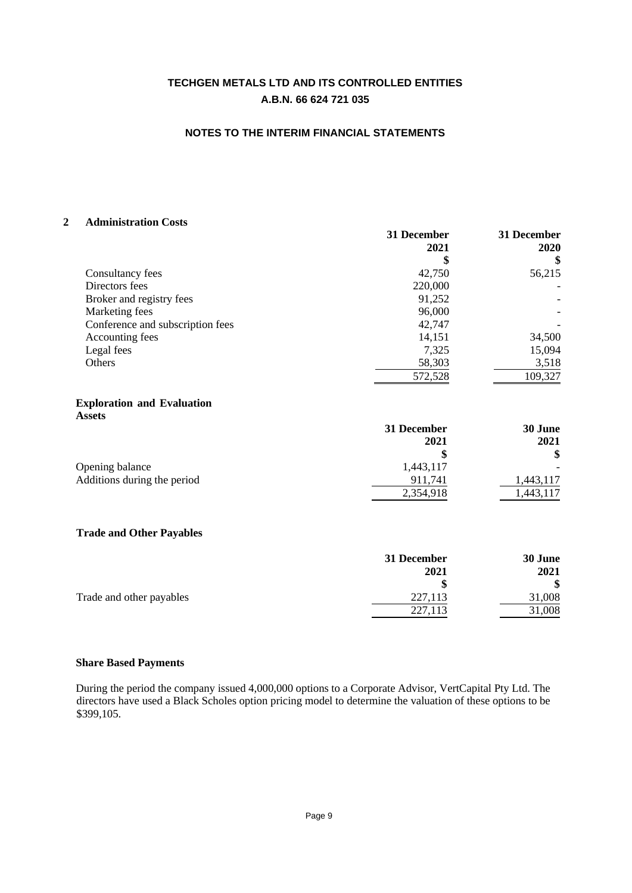# TECHGEN METALS LTD AND ITS CONTROLLED ENTITIES
**A.B.N. 66 624 721 035**

## NOTES TO THE INTERIM FINANCIAL STATEMENTS

### 2 Administration Costs

| | 31 December 2021 | 31 December 2020 |
|---|---|---|
| | $ | $ |
| Consultancy fees | 42,750 | 56,215 |
| Directors fees | 220,000 | - |
| Broker and registry fees | 91,252 | - |
| Marketing fees | 96,000 | - |
| Conference and subscription fees | 42,747 | - |
| Accounting fees | 14,151 | 34,500 |
| Legal fees | 7,325 | 15,094 |
| Others | 58,303 | 3,518 |
| | 572,528 | 109,327 |

### Exploration and Evaluation Assets

| | 31 December 2021 | 30 June 2021 |
|---|---|---|
| | $ | $ |
| Opening balance | 1,443,117 | - |
| Additions during the period | 911,741 | 1,443,117 |
| | 2,354,918 | 1,443,117 |

### Trade and Other Payables

| | 31 December 2021 | 30 June 2021 |
|---|---|---|
| | $ | $ |
| Trade and other payables | 227,113 | 31,008 |
| | 227,113 | 31,008 |

### Share Based Payments

During the period the company issued 4,000,000 options to a Corporate Advisor, VertCapital Pty Ltd. The directors have used a Black Scholes option pricing model to determine the valuation of these options to be $399,105.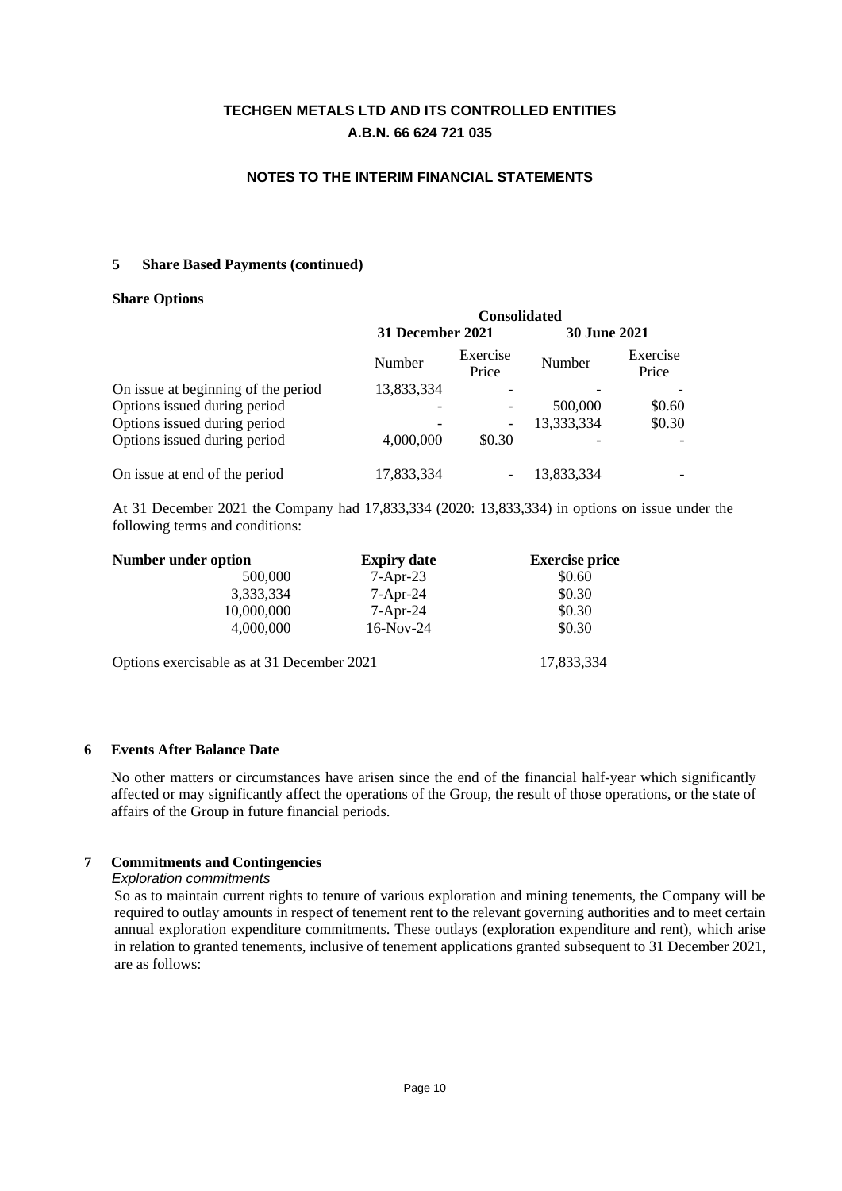**TECHGEN METALS LTD AND ITS CONTROLLED ENTITIES**
**A.B.N. 66 624 721 035**

**NOTES TO THE INTERIM FINANCIAL STATEMENTS**

**5 Share Based Payments (continued)**

**Share Options**

| | Consolidated | | | |
|---|---|---|---|---|
| | **31 December 2021** | | **30 June 2021** | |
| | Number | Exercise Price | Number | Exercise Price |
| On issue at beginning of the period | 13,833,334 | - | - | - |
| Options issued during period | - | - | 500,000 | $0.60 |
| Options issued during period | - | - | 13,333,334 | $0.30 |
| Options issued during period | 4,000,000 | $0.30 | - | - |
| On issue at end of the period | 17,833,334 | - | 13,833,334 | - |

At 31 December 2021 the Company had 17,833,334 (2020: 13,833,334) in options on issue under the following terms and conditions:

| Number under option | Expiry date | Exercise price |
|---|---|---|
| 500,000 | 7-Apr-23 | $0.60 |
| 3,333,334 | 7-Apr-24 | $0.30 |
| 10,000,000 | 7-Apr-24 | $0.30 |
| 4,000,000 | 16-Nov-24 | $0.30 |
| Options exercisable as at 31 December 2021 | | 17,833,334 |

**6 Events After Balance Date**

No other matters or circumstances have arisen since the end of the financial half-year which significantly affected or may significantly affect the operations of the Group, the result of those operations, or the state of affairs of the Group in future financial periods.

**7 Commitments and Contingencies**

*Exploration commitments*

So as to maintain current rights to tenure of various exploration and mining tenements, the Company will be required to outlay amounts in respect of tenement rent to the relevant governing authorities and to meet certain annual exploration expenditure commitments. These outlays (exploration expenditure and rent), which arise in relation to granted tenements, inclusive of tenement applications granted subsequent to 31 December 2021, are as follows: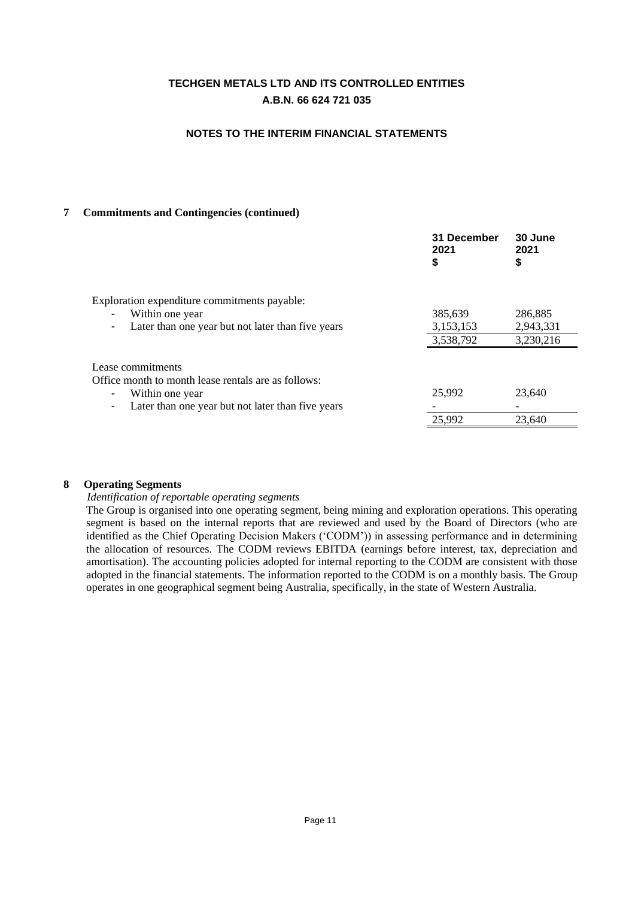## 7 Commitments and Contingencies (continued)

| | 31 December 2021 $ | 30 June 2021 $ |
|---|---|---|
| Exploration expenditure commitments payable: | | |
| - Within one year | 385,639 | 286,885 |
| - Later than one year but not later than five years | 3,153,153 | 2,943,331 |
| | 3,538,792 | 3,230,216 |
| Lease commitments | | |
| Office month to month lease rentals are as follows: | | |
| - Within one year | 25,992 | 23,640 |
| - Later than one year but not later than five years | - | - |
| | 25,992 | 23,640 |

## 8 Operating Segments

*Identification of reportable operating segments*

The Group is organised into one operating segment, being mining and exploration operations. This operating segment is based on the internal reports that are reviewed and used by the Board of Directors (who are identified as the Chief Operating Decision Makers ('CODM')) in assessing performance and in determining the allocation of resources. The CODM reviews EBITDA (earnings before interest, tax, depreciation and amortisation). The accounting policies adopted for internal reporting to the CODM are consistent with those adopted in the financial statements. The information reported to the CODM is on a monthly basis. The Group operates in one geographical segment being Australia, specifically, in the state of Western Australia.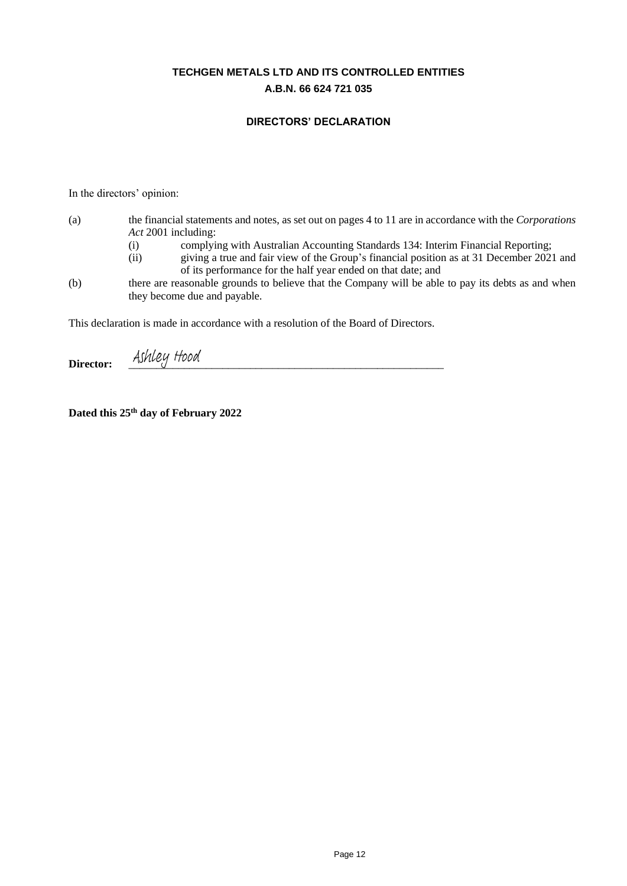**TECHGEN METALS LTD AND ITS CONTROLLED ENTITIES**
**A.B.N. 66 624 721 035**

## DIRECTORS' DECLARATION

In the directors' opinion:

(a) the financial statements and notes, as set out on pages 4 to 11 are in accordance with the *Corporations Act* 2001 including:
   - (i) complying with Australian Accounting Standards 134: Interim Financial Reporting;
   - (ii) giving a true and fair view of the Group's financial position as at 31 December 2021 and of its performance for the half year ended on that date; and

(b) there are reasonable grounds to believe that the Company will be able to pay its debts as and when they become due and payable.

This declaration is made in accordance with a resolution of the Board of Directors.

**Director:** Ashley Hood

**Dated this 25th day of February 2022**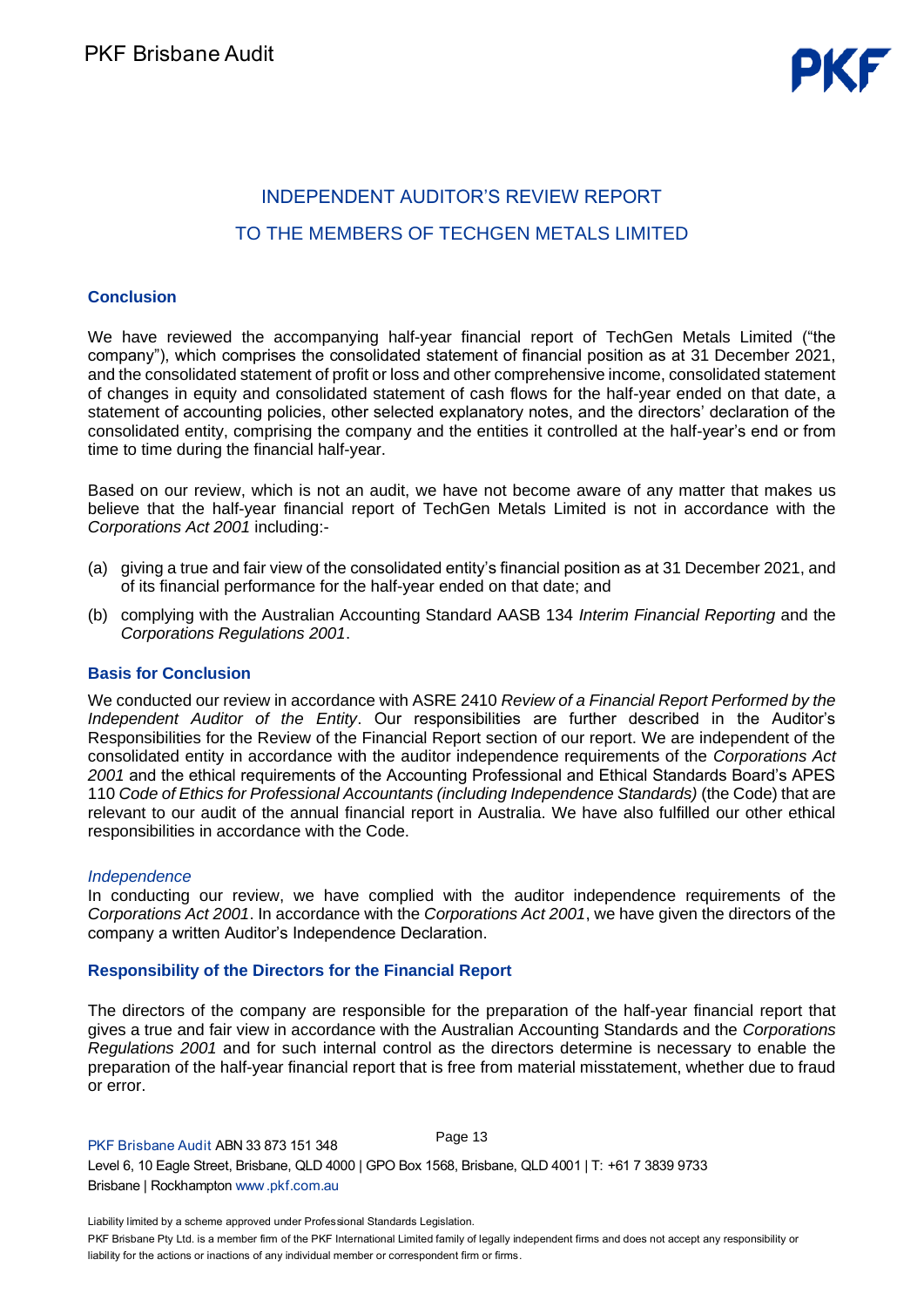# INDEPENDENT AUDITOR'S REVIEW REPORT

# TO THE MEMBERS OF TECHGEN METALS LIMITED

## Conclusion

We have reviewed the accompanying half-year financial report of TechGen Metals Limited ("the company"), which comprises the consolidated statement of financial position as at 31 December 2021, and the consolidated statement of profit or loss and other comprehensive income, consolidated statement of changes in equity and consolidated statement of cash flows for the half-year ended on that date, a statement of accounting policies, other selected explanatory notes, and the directors' declaration of the consolidated entity, comprising the company and the entities it controlled at the half-year's end or from time to time during the financial half-year.

Based on our review, which is not an audit, we have not become aware of any matter that makes us believe that the half-year financial report of TechGen Metals Limited is not in accordance with the *Corporations Act 2001* including:-

(a) giving a true and fair view of the consolidated entity's financial position as at 31 December 2021, and of its financial performance for the half-year ended on that date; and

(b) complying with the Australian Accounting Standard AASB 134 *Interim Financial Reporting* and the *Corporations Regulations 2001*.

## Basis for Conclusion

We conducted our review in accordance with ASRE 2410 *Review of a Financial Report Performed by the Independent Auditor of the Entity*. Our responsibilities are further described in the Auditor's Responsibilities for the Review of the Financial Report section of our report. We are independent of the consolidated entity in accordance with the auditor independence requirements of the *Corporations Act 2001* and the ethical requirements of the Accounting Professional and Ethical Standards Board's APES 110 *Code of Ethics for Professional Accountants (including Independence Standards)* (the Code) that are relevant to our audit of the annual financial report in Australia. We have also fulfilled our other ethical responsibilities in accordance with the Code.

### *Independence*

In conducting our review, we have complied with the auditor independence requirements of the *Corporations Act 2001*. In accordance with the *Corporations Act 2001*, we have given the directors of the company a written Auditor's Independence Declaration.

## Responsibility of the Directors for the Financial Report

The directors of the company are responsible for the preparation of the half-year financial report that gives a true and fair view in accordance with the Australian Accounting Standards and the *Corporations Regulations 2001* and for such internal control as the directors determine is necessary to enable the preparation of the half-year financial report that is free from material misstatement, whether due to fraud or error.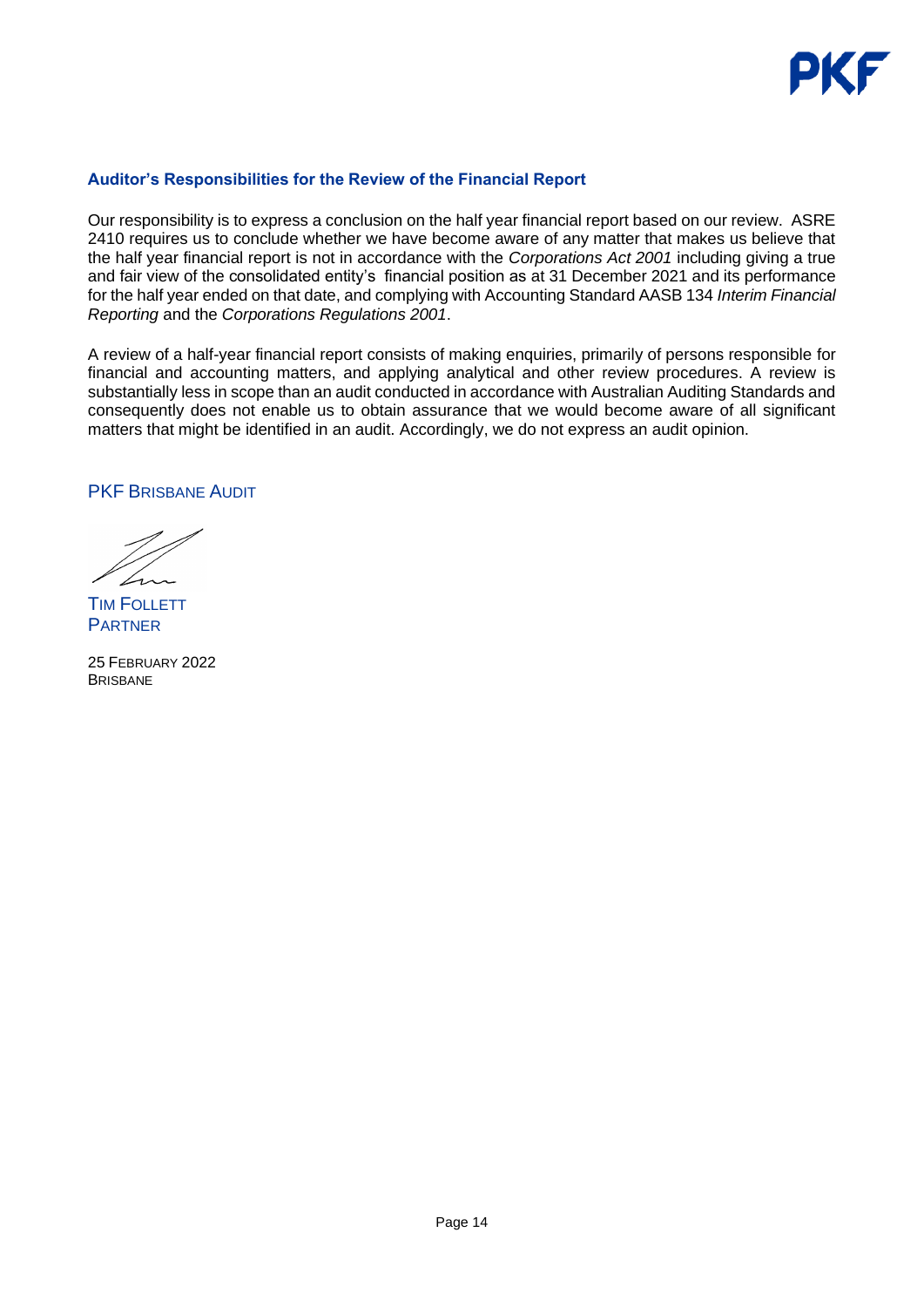### Auditor's Responsibilities for the Review of the Financial Report

Our responsibility is to express a conclusion on the half year financial report based on our review. ASRE 2410 requires us to conclude whether we have become aware of any matter that makes us believe that the half year financial report is not in accordance with the *Corporations Act 2001* including giving a true and fair view of the consolidated entity's financial position as at 31 December 2021 and its performance for the half year ended on that date, and complying with Accounting Standard AASB 134 *Interim Financial Reporting* and the *Corporations Regulations 2001*.

A review of a half-year financial report consists of making enquiries, primarily of persons responsible for financial and accounting matters, and applying analytical and other review procedures. A review is substantially less in scope than an audit conducted in accordance with Australian Auditing Standards and consequently does not enable us to obtain assurance that we would become aware of all significant matters that might be identified in an audit. Accordingly, we do not express an audit opinion.

PKF BRISBANE AUDIT

TIM FOLLETT
PARTNER

25 FEBRUARY 2022
BRISBANE